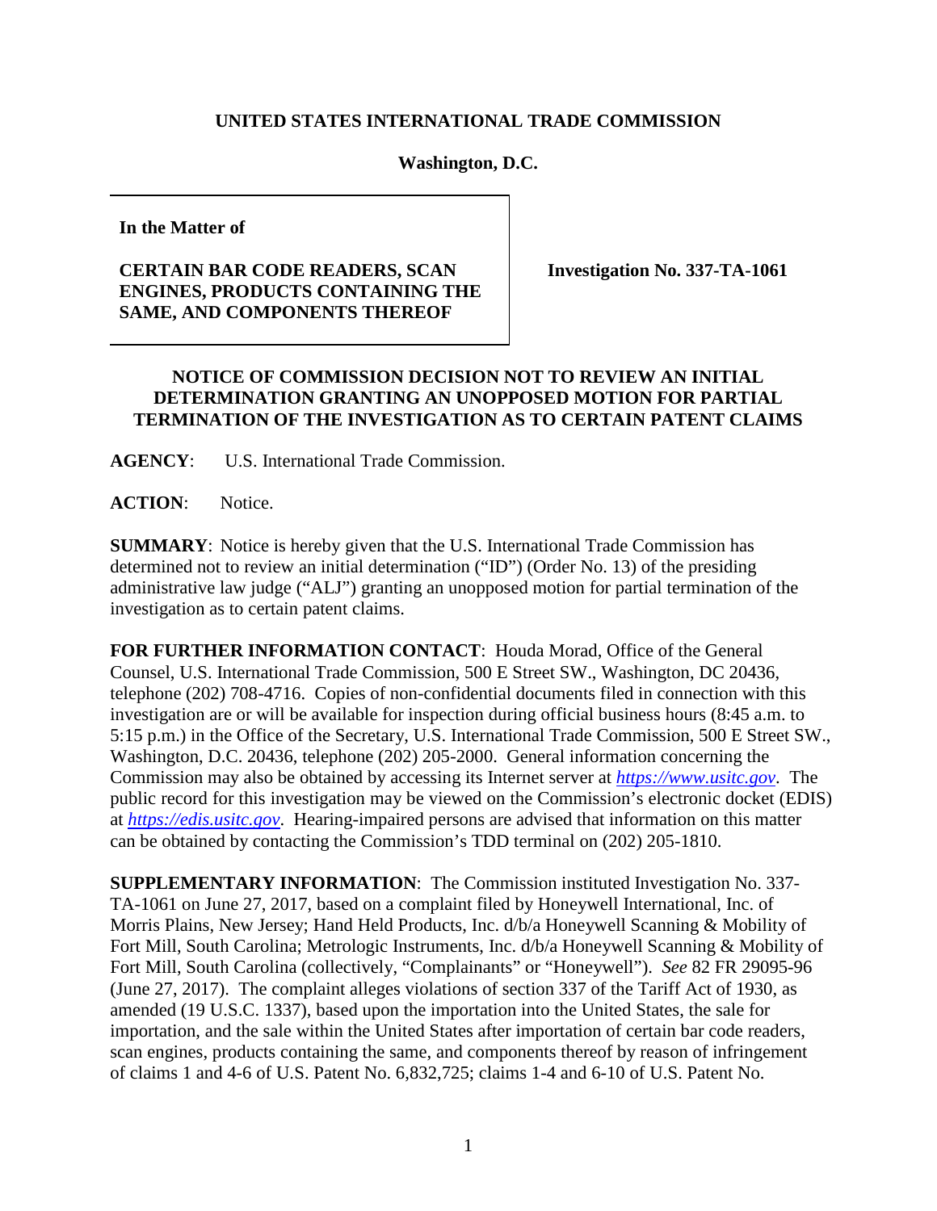**UNITED STATES INTERNATIONAL TRADE COMMISSION**

**Washington, D.C.**

**In the Matter of**

**CERTAIN BAR CODE READERS, SCAN ENGINES, PRODUCTS CONTAINING THE SAME, AND COMPONENTS THEREOF**

**Investigation No. 337-TA-1061**

**NOTICE OF COMMISSION DECISION NOT TO REVIEW AN INITIAL DETERMINATION GRANTING AN UNOPPOSED MOTION FOR PARTIAL TERMINATION OF THE INVESTIGATION AS TO CERTAIN PATENT CLAIMS**

**AGENCY**: U.S. International Trade Commission.

**ACTION**: Notice.

**SUMMARY**: Notice is hereby given that the U.S. International Trade Commission has determined not to review an initial determination ("ID") (Order No. 13) of the presiding administrative law judge ("ALJ") granting an unopposed motion for partial termination of the investigation as to certain patent claims.

**FOR FURTHER INFORMATION CONTACT**: Houda Morad, Office of the General Counsel, U.S. International Trade Commission, 500 E Street SW., Washington, DC 20436, telephone (202) 708-4716. Copies of non-confidential documents filed in connection with this investigation are or will be available for inspection during official business hours (8:45 a.m. to 5:15 p.m.) in the Office of the Secretary, U.S. International Trade Commission, 500 E Street SW., Washington, D.C. 20436, telephone (202) 205-2000. General information concerning the Commission may also be obtained by accessing its Internet server at *https://www.usitc.gov*. The public record for this investigation may be viewed on the Commission's electronic docket (EDIS) at *https://edis.usitc.gov*. Hearing-impaired persons are advised that information on this matter can be obtained by contacting the Commission's TDD terminal on (202) 205-1810.

**SUPPLEMENTARY INFORMATION**: The Commission instituted Investigation No. 337-TA-1061 on June 27, 2017, based on a complaint filed by Honeywell International, Inc. of Morris Plains, New Jersey; Hand Held Products, Inc. d/b/a Honeywell Scanning & Mobility of Fort Mill, South Carolina; Metrologic Instruments, Inc. d/b/a Honeywell Scanning & Mobility of Fort Mill, South Carolina (collectively, "Complainants" or "Honeywell"). *See* 82 FR 29095-96 (June 27, 2017). The complaint alleges violations of section 337 of the Tariff Act of 1930, as amended (19 U.S.C. 1337), based upon the importation into the United States, the sale for importation, and the sale within the United States after importation of certain bar code readers, scan engines, products containing the same, and components thereof by reason of infringement of claims 1 and 4-6 of U.S. Patent No. 6,832,725; claims 1-4 and 6-10 of U.S. Patent No.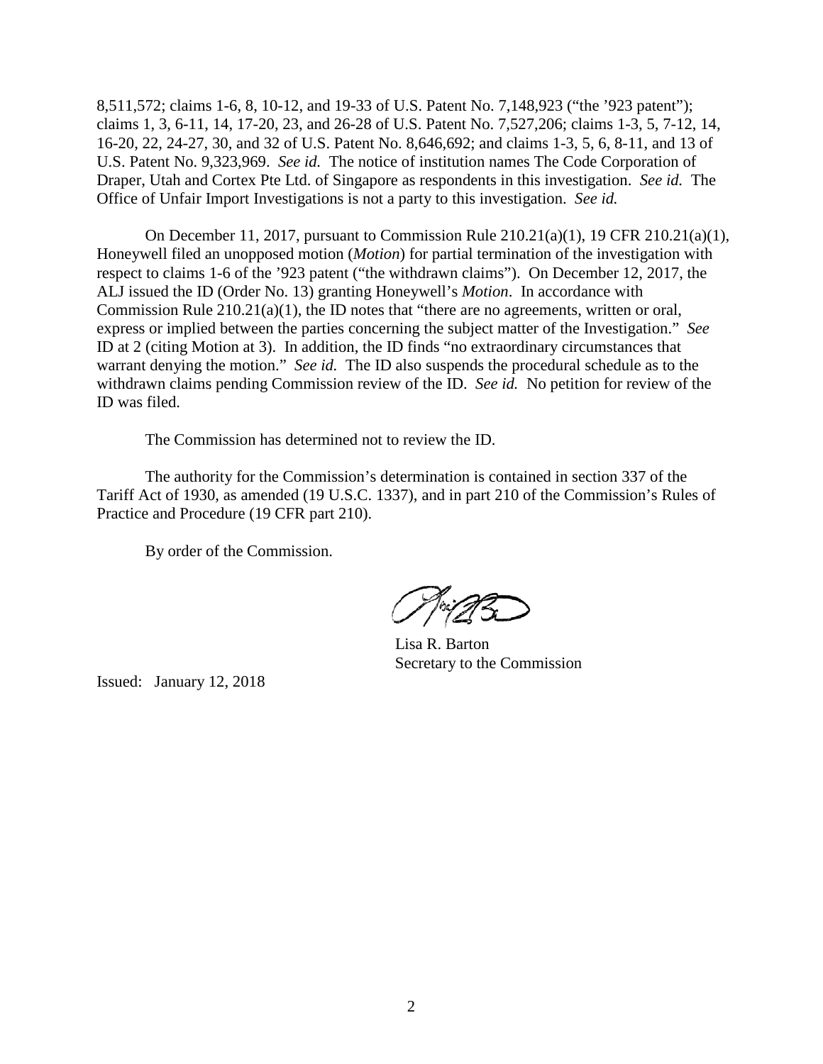8,511,572; claims 1-6, 8, 10-12, and 19-33 of U.S. Patent No. 7,148,923 ("the '923 patent"); claims 1, 3, 6-11, 14, 17-20, 23, and 26-28 of U.S. Patent No. 7,527,206; claims 1-3, 5, 7-12, 14, 16-20, 22, 24-27, 30, and 32 of U.S. Patent No. 8,646,692; and claims 1-3, 5, 6, 8-11, and 13 of U.S. Patent No. 9,323,969. *See id.* The notice of institution names The Code Corporation of Draper, Utah and Cortex Pte Ltd. of Singapore as respondents in this investigation. *See id.* The Office of Unfair Import Investigations is not a party to this investigation. *See id.*

On December 11, 2017, pursuant to Commission Rule 210.21(a)(1), 19 CFR 210.21(a)(1), Honeywell filed an unopposed motion (*Motion*) for partial termination of the investigation with respect to claims 1-6 of the '923 patent ("the withdrawn claims"). On December 12, 2017, the ALJ issued the ID (Order No. 13) granting Honeywell's *Motion*. In accordance with Commission Rule 210.21(a)(1), the ID notes that "there are no agreements, written or oral, express or implied between the parties concerning the subject matter of the Investigation." *See* ID at 2 (citing Motion at 3). In addition, the ID finds "no extraordinary circumstances that warrant denying the motion." *See id.* The ID also suspends the procedural schedule as to the withdrawn claims pending Commission review of the ID. *See id.* No petition for review of the ID was filed.

The Commission has determined not to review the ID.

The authority for the Commission's determination is contained in section 337 of the Tariff Act of 1930, as amended (19 U.S.C. 1337), and in part 210 of the Commission's Rules of Practice and Procedure (19 CFR part 210).

By order of the Commission.

Lisa R. Barton
Secretary to the Commission

Issued: January 12, 2018